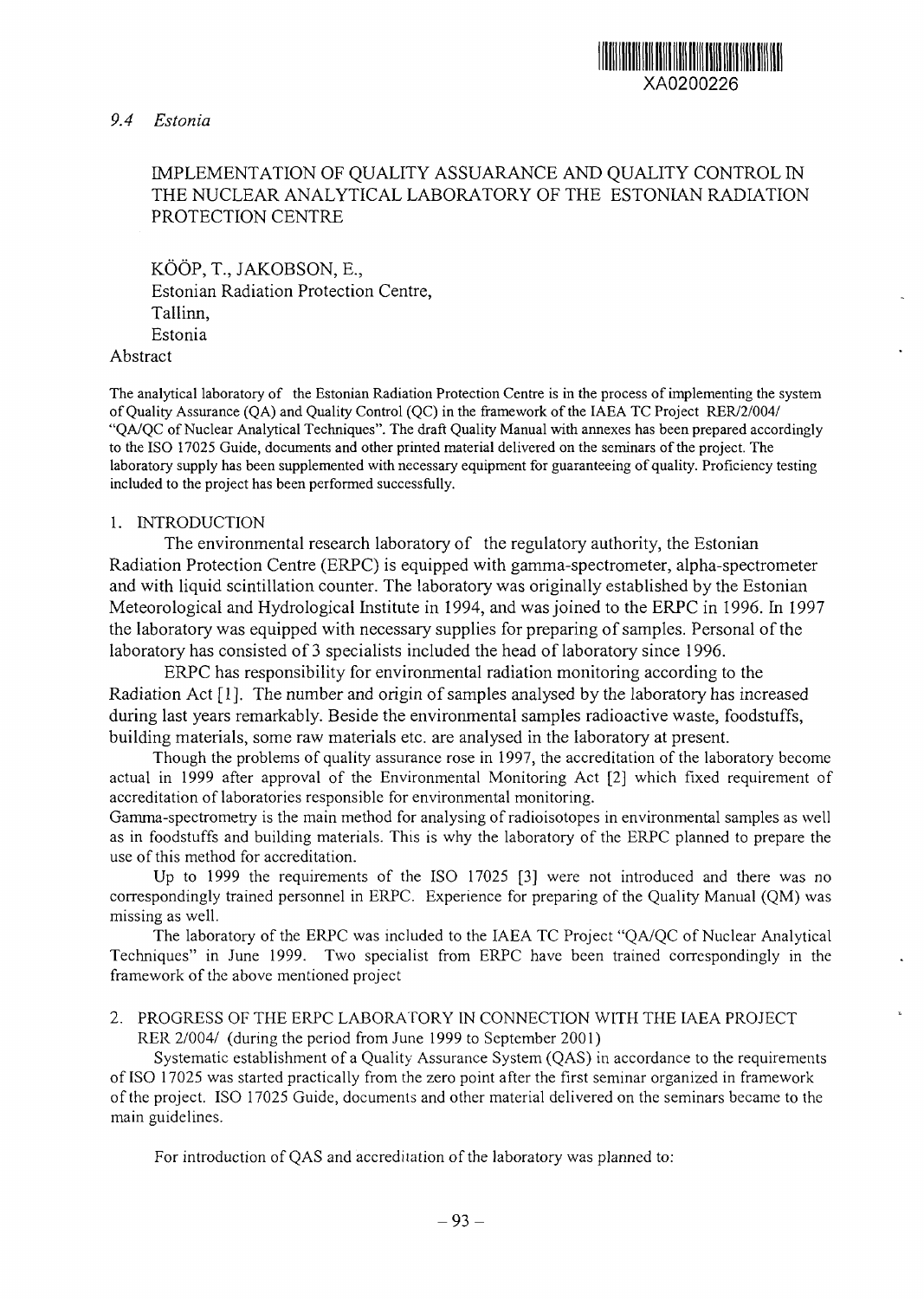XA0200226

*9.4 Estonia*

# IMPLEMENTATION OF QUALITY ASSUARANCE AND QUALITY CONTROL IN THE NUCLEAR ANALYTICAL LABORATORY OF THE ESTONIAN RADIATION PROTECTION CENTRE

KÖÖP, T., JAKOBSON, E.,
Estonian Radiation Protection Centre,
Tallinn,
Estonia

## Abstract

The analytical laboratory of the Estonian Radiation Protection Centre is in the process of implementing the system of Quality Assurance (QA) and Quality Control (QC) in the framework of the IAEA TC Project RER/2/004/ "QA/QC of Nuclear Analytical Techniques". The draft Quality Manual with annexes has been prepared accordingly to the ISO 17025 Guide, documents and other printed material delivered on the seminars of the project. The laboratory supply has been supplemented with necessary equipment for guaranteeing of quality. Proficiency testing included to the project has been performed successfully.

## 1. INTRODUCTION

The environmental research laboratory of the regulatory authority, the Estonian Radiation Protection Centre (ERPC) is equipped with gamma-spectrometer, alpha-spectrometer and with liquid scintillation counter. The laboratory was originally established by the Estonian Meteorological and Hydrological Institute in 1994, and was joined to the ERPC in 1996. In 1997 the laboratory was equipped with necessary supplies for preparing of samples. Personal of the laboratory has consisted of 3 specialists included the head of laboratory since 1996.

ERPC has responsibility for environmental radiation monitoring according to the Radiation Act [1]. The number and origin of samples analysed by the laboratory has increased during last years remarkably. Beside the environmental samples radioactive waste, foodstuffs, building materials, some raw materials etc. are analysed in the laboratory at present.

Though the problems of quality assurance rose in 1997, the accreditation of the laboratory become actual in 1999 after approval of the Environmental Monitoring Act [2] which fixed requirement of accreditation of laboratories responsible for environmental monitoring.

Gamma-spectrometry is the main method for analysing of radioisotopes in environmental samples as well as in foodstuffs and building materials. This is why the laboratory of the ERPC planned to prepare the use of this method for accreditation.

Up to 1999 the requirements of the ISO 17025 [3] were not introduced and there was no correspondingly trained personnel in ERPC. Experience for preparing of the Quality Manual (QM) was missing as well.

The laboratory of the ERPC was included to the IAEA TC Project "QA/QC of Nuclear Analytical Techniques" in June 1999. Two specialist from ERPC have been trained correspondingly in the framework of the above mentioned project

## 2. PROGRESS OF THE ERPC LABORATORY IN CONNECTION WITH THE IAEA PROJECT RER 2/004/ (during the period from June 1999 to September 2001)

Systematic establishment of a Quality Assurance System (QAS) in accordance to the requirements of ISO 17025 was started practically from the zero point after the first seminar organized in framework of the project. ISO 17025 Guide, documents and other material delivered on the seminars became to the main guidelines.

For introduction of QAS and accreditation of the laboratory was planned to: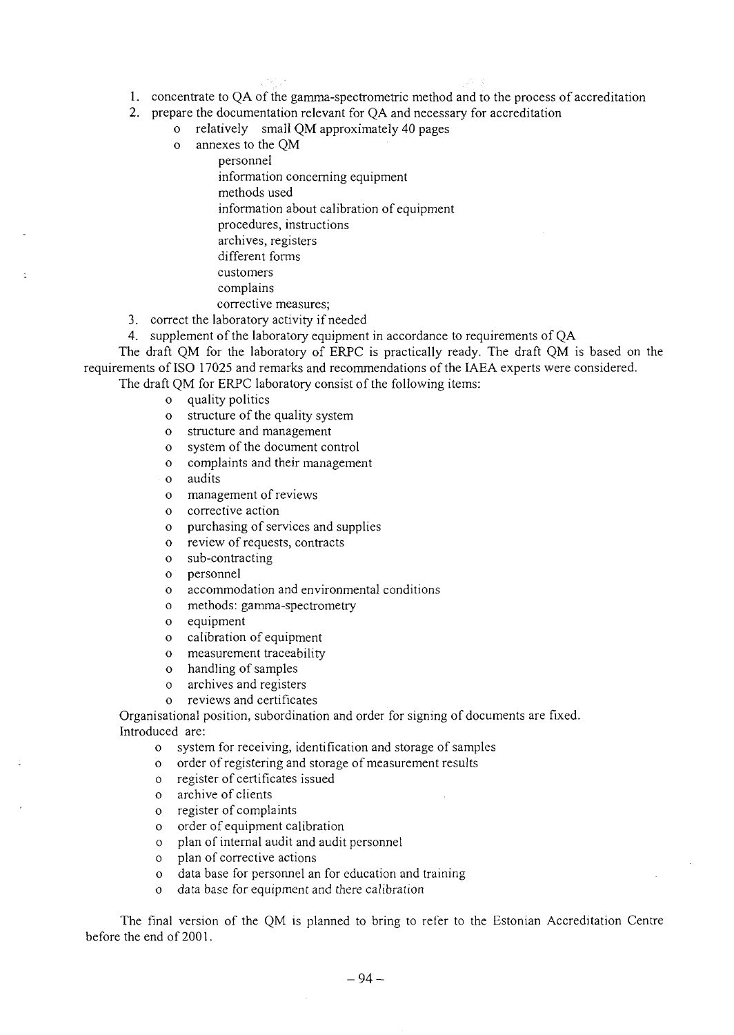1. concentrate to QA of the gamma-spectrometric method and to the process of accreditation
2. prepare the documentation relevant for QA and necessary for accreditation
   - relatively small QM approximately 40 pages
   - annexes to the QM
     - personnel
     - information concerning equipment
     - methods used
     - information about calibration of equipment
     - procedures, instructions
     - archives, registers
     - different forms
     - customers
     - complains
     - corrective measures;
3. correct the laboratory activity if needed
4. supplement of the laboratory equipment in accordance to requirements of QA

The draft QM for the laboratory of ERPC is practically ready. The draft QM is based on the requirements of ISO 17025 and remarks and recommendations of the IAEA experts were considered.

The draft QM for ERPC laboratory consist of the following items:

- quality politics
- structure of the quality system
- structure and management
- system of the document control
- complaints and their management
- audits
- management of reviews
- corrective action
- purchasing of services and supplies
- review of requests, contracts
- sub-contracting
- personnel
- accommodation and environmental conditions
- methods: gamma-spectrometry
- equipment
- calibration of equipment
- measurement traceability
- handling of samples
- archives and registers
- reviews and certificates

Organisational position, subordination and order for signing of documents are fixed.

Introduced are:

- system for receiving, identification and storage of samples
- order of registering and storage of measurement results
- register of certificates issued
- archive of clients
- register of complaints
- order of equipment calibration
- plan of internal audit and audit personnel
- plan of corrective actions
- data base for personnel an for education and training
- data base for equipment and there calibration

The final version of the QM is planned to bring to refer to the Estonian Accreditation Centre before the end of 2001.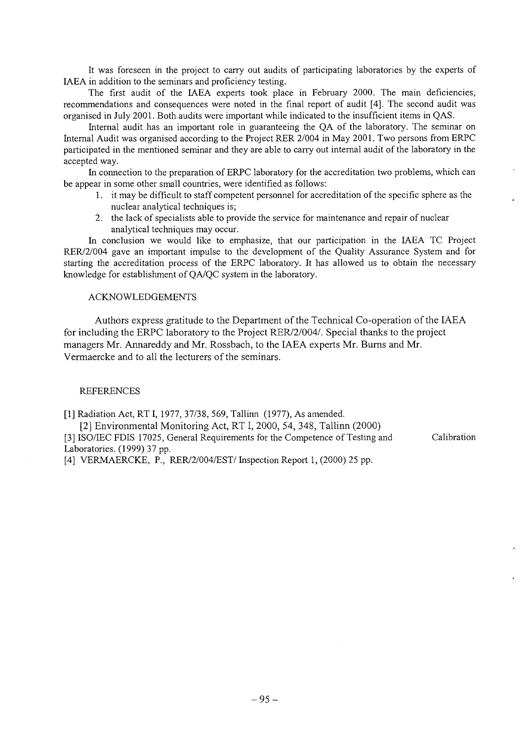It was foreseen in the project to carry out audits of participating laboratories by the experts of IAEA in addition to the seminars and proficiency testing.

The first audit of the IAEA experts took place in February 2000. The main deficiencies, recommendations and consequences were noted in the final report of audit [4]. The second audit was organised in July 2001. Both audits were important while indicated to the insufficient items in QAS.

Internal audit has an important role in guaranteeing the QA of the laboratory. The seminar on Internal Audit was organised according to the Project RER 2/004 in May 2001. Two persons from ERPC participated in the mentioned seminar and they are able to carry out internal audit of the laboratory in the accepted way.

In connection to the preparation of ERPC laboratory for the accreditation two problems, which can be appear in some other small countries, were identified as follows:

1. it may be difficult to staff competent personnel for accreditation of the specific sphere as the nuclear analytical techniques is;
2. the lack of specialists able to provide the service for maintenance and repair of nuclear analytical techniques may occur.

In conclusion we would like to emphasize, that our participation in the IAEA TC Project RER/2/004 gave an important impulse to the development of the Quality Assurance System and for starting the accreditation process of the ERPC laboratory. It has allowed us to obtain the necessary knowledge for establishment of QA/QC system in the laboratory.

## ACKNOWLEDGEMENTS

Authors express gratitude to the Department of the Technical Co-operation of the IAEA for including the ERPC laboratory to the Project RER/2/004/. Special thanks to the project managers Mr. Annareddy and Mr. Rossbach, to the IAEA experts Mr. Burns and Mr. Vermaercke and to all the lecturers of the seminars.

## REFERENCES

[1] Radiation Act, RT I, 1977, 37/38, 569, Tallinn (1977), As amended.

[2] Environmental Monitoring Act, RT I, 2000, 54, 348, Tallinn (2000)

[3] ISO/IEC FDIS 17025, General Requirements for the Competence of Testing and Calibration Laboratories. (1999) 37 pp.

[4] VERMAERCKE, P., RER/2/004/EST/ Inspection Report 1, (2000) 25 pp.